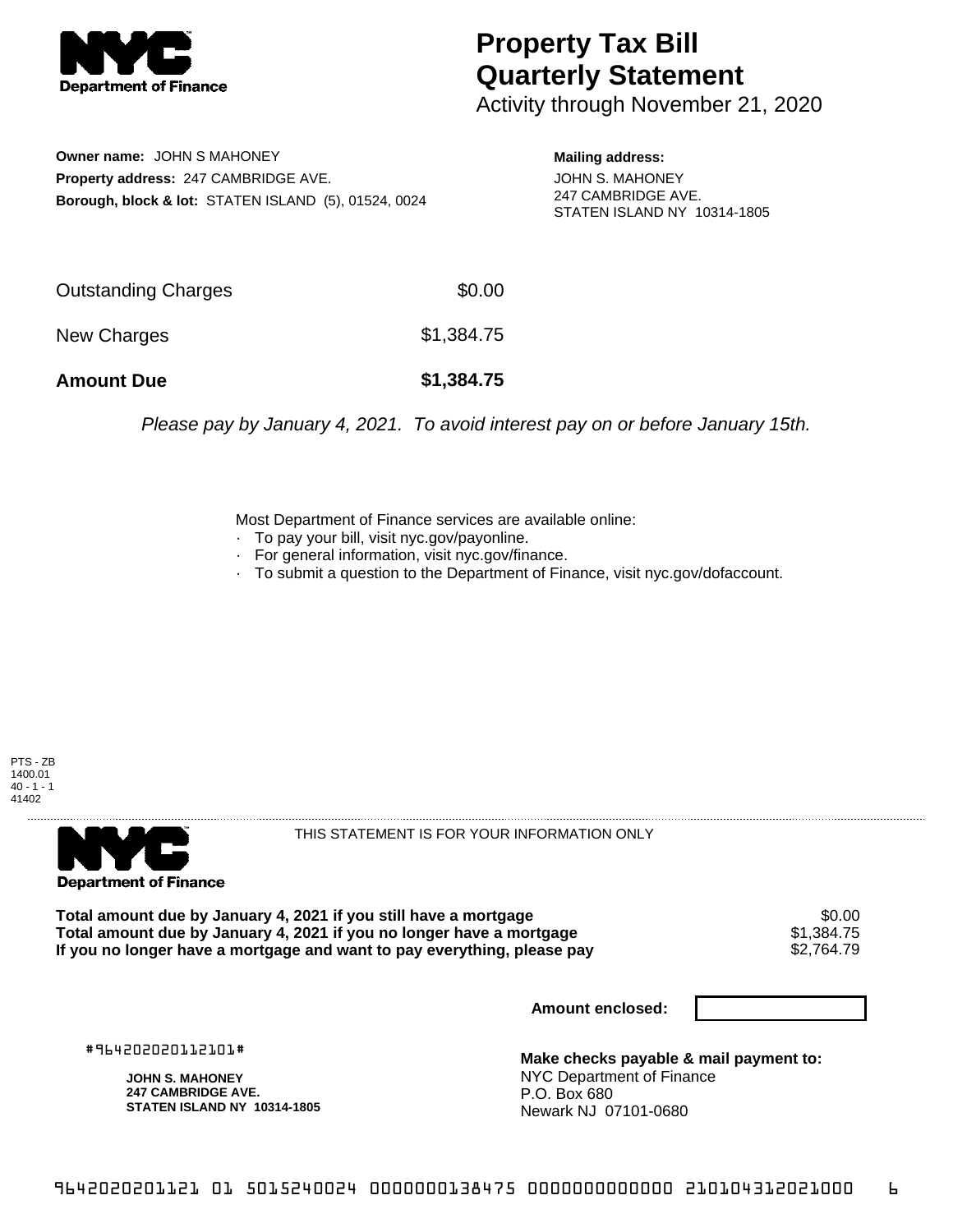# Property Tax Bill Quarterly Statement

Activity through November 21, 2020

**Owner name:** JOHN S MAHONEY
**Property address:** 247 CAMBRIDGE AVE.
**Borough, block & lot:** STATEN ISLAND (5), 01524, 0024

**Mailing address:**
JOHN S. MAHONEY
247 CAMBRIDGE AVE.
STATEN ISLAND NY 10314-1805

| | |
|---|---|
| Outstanding Charges | $0.00 |
| New Charges | $1,384.75 |
| **Amount Due** | **$1,384.75** |

*Please pay by January 4, 2021. To avoid interest pay on or before January 15th.*

Most Department of Finance services are available online:
- To pay your bill, visit nyc.gov/payonline.
- For general information, visit nyc.gov/finance.
- To submit a question to the Department of Finance, visit nyc.gov/dofaccount.

PTS - ZB
1400.01
40 - 1 - 1
41402

THIS STATEMENT IS FOR YOUR INFORMATION ONLY

| | |
|---|---|
| **Total amount due by January 4, 2021 if you still have a mortgage** | $0.00 |
| **Total amount due by January 4, 2021 if you no longer have a mortgage** | $1,384.75 |
| **If you no longer have a mortgage and want to pay everything, please pay** | $2,764.79 |

**Amount enclosed:**

#964202020112101#

**JOHN S. MAHONEY**
**247 CAMBRIDGE AVE.**
**STATEN ISLAND NY 10314-1805**

**Make checks payable & mail payment to:**
NYC Department of Finance
P.O. Box 680
Newark NJ 07101-0680

9642020201121 01 5015240024 0000000138475 0000000000000 210104312021000 6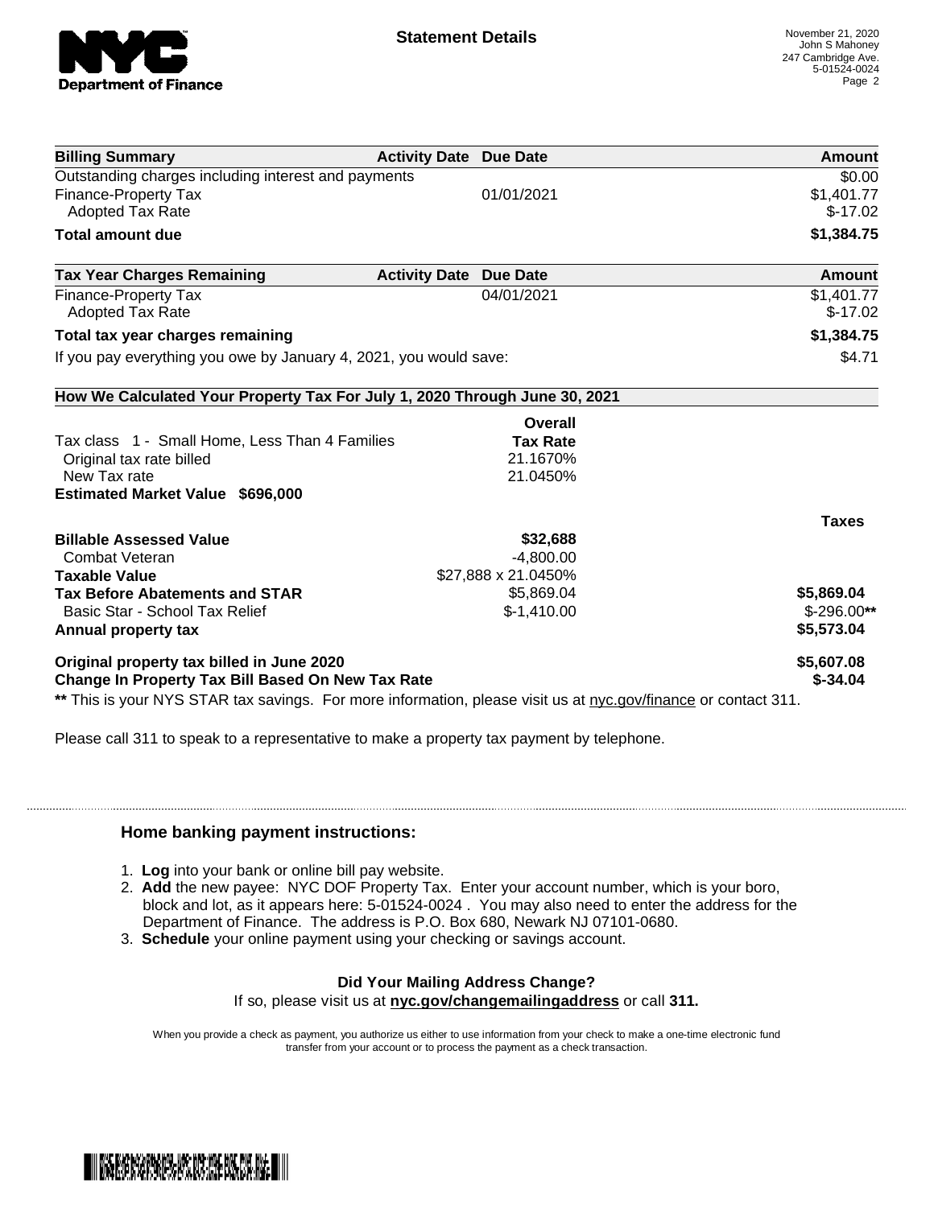**Statement Details**

November 21, 2020
John S Mahoney
247 Cambridge Ave.
5-01524-0024

| Billing Summary | Activity Date | Due Date | Amount |
|---|---|---|---|
| Outstanding charges including interest and payments | | | $0.00 |
| Finance-Property Tax | | 01/01/2021 | $1,401.77 |
| Adopted Tax Rate | | | $-17.02 |
| **Total amount due** | | | **$1,384.75** |

| Tax Year Charges Remaining | Activity Date | Due Date | Amount |
|---|---|---|---|
| Finance-Property Tax | | 04/01/2021 | $1,401.77 |
| Adopted Tax Rate | | | $-17.02 |
| **Total tax year charges remaining** | | | **$1,384.75** |
| If you pay everything you owe by January 4, 2021, you would save: | | | $4.71 |

**How We Calculated Your Property Tax For July 1, 2020 Through June 30, 2021**

| | Overall Tax Rate | |
|---|---|---|
| Tax class 1 - Small Home, Less Than 4 Families | | |
| Original tax rate billed | 21.1670% | |
| New Tax rate | 21.0450% | |
| **Estimated Market Value $696,000** | | |
| | | **Taxes** |
| **Billable Assessed Value** | **$32,688** | |
| Combat Veteran | -4,800.00 | |
| **Taxable Value** | $27,888 x 21.0450% | |
| **Tax Before Abatements and STAR** | $5,869.04 | **$5,869.04** |
| Basic Star - School Tax Relief | $-1,410.00 | $-296.00** |
| **Annual property tax** | | **$5,573.04** |
| **Original property tax billed in June 2020** | | **$5,607.08** |
| **Change In Property Tax Bill Based On New Tax Rate** | | **$-34.04** |

** This is your NYS STAR tax savings. For more information, please visit us at nyc.gov/finance or contact 311.

Please call 311 to speak to a representative to make a property tax payment by telephone.

### Home banking payment instructions:

1. **Log** into your bank or online bill pay website.
2. **Add** the new payee: NYC DOF Property Tax. Enter your account number, which is your boro, block and lot, as it appears here: 5-01524-0024 . You may also need to enter the address for the Department of Finance. The address is P.O. Box 680, Newark NJ 07101-0680.
3. **Schedule** your online payment using your checking or savings account.

**Did Your Mailing Address Change?**
If so, please visit us at **nyc.gov/changemailingaddress** or call **311.**

When you provide a check as payment, you authorize us either to use information from your check to make a one-time electronic fund transfer from your account or to process the payment as a check transaction.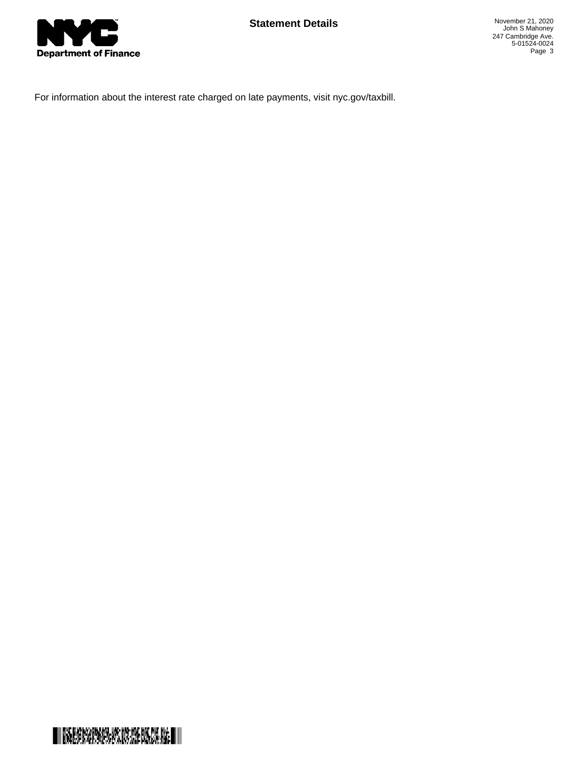For information about the interest rate charged on late payments, visit nyc.gov/taxbill.